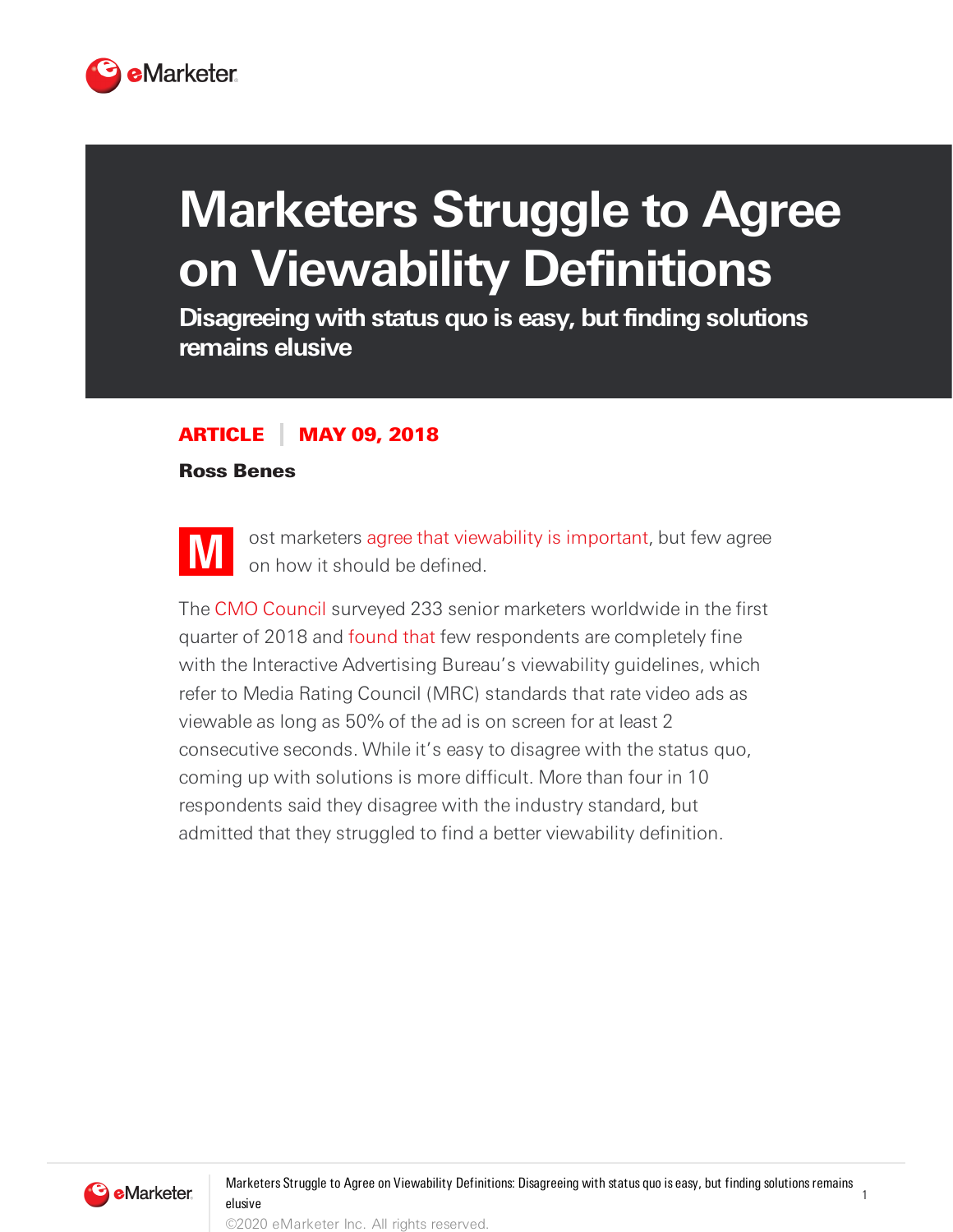# Marketers Struggle to Agree on Viewability Definitions

## Disagreeing with status quo is easy, but finding solutions remains elusive

**ARTICLE | MAY 09, 2018**

**Ross Benes**

Most marketers agree that viewability is important, but few agree on how it should be defined.

The CMO Council surveyed 233 senior marketers worldwide in the first quarter of 2018 and found that few respondents are completely fine with the Interactive Advertising Bureau's viewability guidelines, which refer to Media Rating Council (MRC) standards that rate video ads as viewable as long as 50% of the ad is on screen for at least 2 consecutive seconds. While it's easy to disagree with the status quo, coming up with solutions is more difficult. More than four in 10 respondents said they disagree with the industry standard, but admitted that they struggled to find a better viewability definition.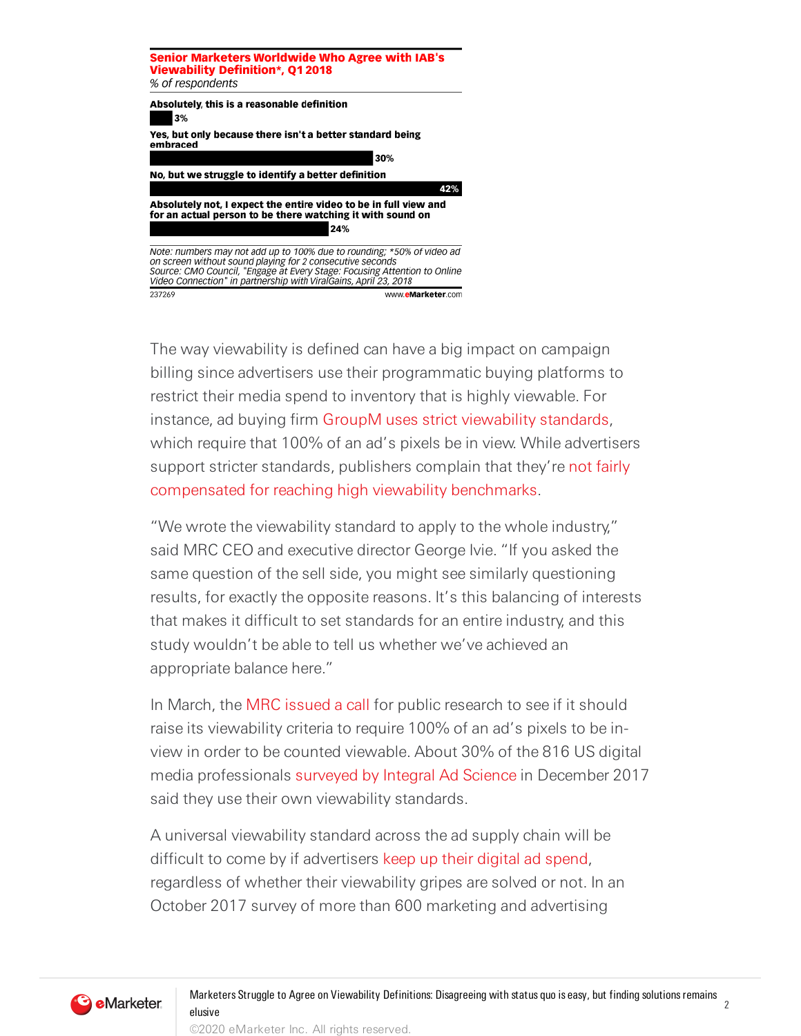**Senior Marketers Worldwide Who Agree with IAB's Viewability Definition*, Q1 2018**
*% of respondents*

| Response | % |
|---|---|
| Absolutely, this is a reasonable definition | 3% |
| Yes, but only because there isn't a better standard being embraced | 30% |
| No, but we struggle to identify a better definition | 42% |
| Absolutely not, I expect the entire video to be in full view and for an actual person to be there watching it with sound on | 24% |

*Note: numbers may not add up to 100% due to rounding; *50% of video ad on screen without sound playing for 2 consecutive seconds*
*Source: CMO Council, "Engage at Every Stage: Focusing Attention to Online Video Connection" in partnership with ViralGains, April 23, 2018*

237269 www.eMarketer.com

The way viewability is defined can have a big impact on campaign billing since advertisers use their programmatic buying platforms to restrict their media spend to inventory that is highly viewable. For instance, ad buying firm GroupM uses strict viewability standards, which require that 100% of an ad's pixels be in view. While advertisers support stricter standards, publishers complain that they're not fairly compensated for reaching high viewability benchmarks.

"We wrote the viewability standard to apply to the whole industry," said MRC CEO and executive director George Ivie. "If you asked the same question of the sell side, you might see similarly questioning results, for exactly the opposite reasons. It's this balancing of interests that makes it difficult to set standards for an entire industry, and this study wouldn't be able to tell us whether we've achieved an appropriate balance here."

In March, the MRC issued a call for public research to see if it should raise its viewability criteria to require 100% of an ad's pixels to be in-view in order to be counted viewable. About 30% of the 816 US digital media professionals surveyed by Integral Ad Science in December 2017 said they use their own viewability standards.

A universal viewability standard across the ad supply chain will be difficult to come by if advertisers keep up their digital ad spend, regardless of whether their viewability gripes are solved or not. In an October 2017 survey of more than 600 marketing and advertising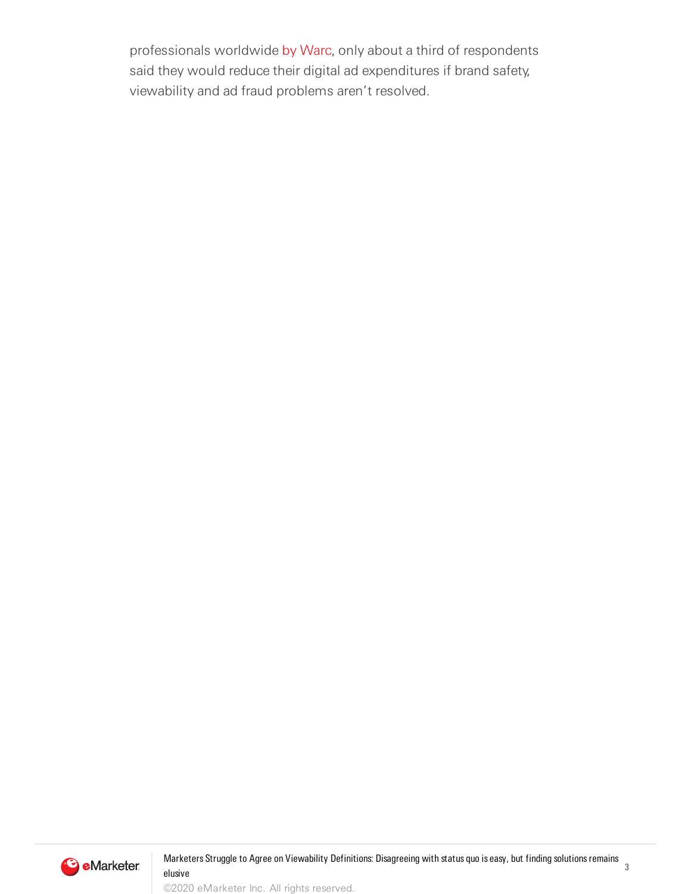professionals worldwide by Warc, only about a third of respondents said they would reduce their digital ad expenditures if brand safety, viewability and ad fraud problems aren't resolved.